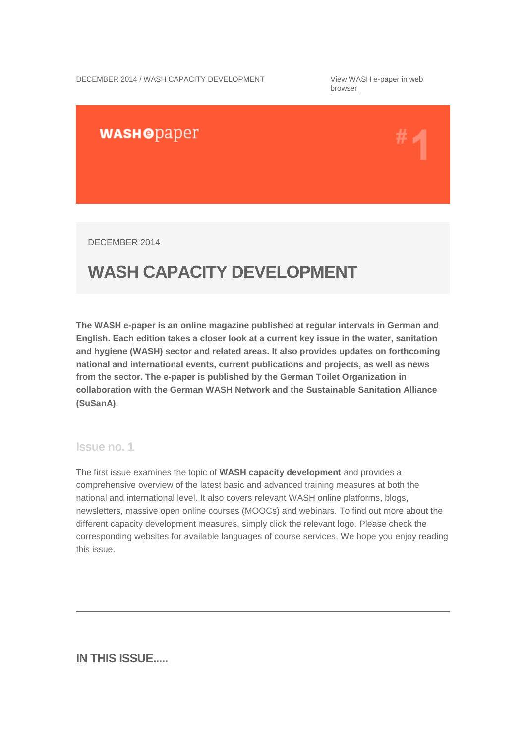DECEMBER 2014 / WASH CAPACITY DEVELOPMENT

View WASH e-paper in web browser

WASH epaper

# 1

DECEMBER 2014

# WASH CAPACITY DEVELOPMENT

**The WASH e-paper is an online magazine published at regular intervals in German and English. Each edition takes a closer look at a current key issue in the water, sanitation and hygiene (WASH) sector and related areas. It also provides updates on forthcoming national and international events, current publications and projects, as well as news from the sector. The e-paper is published by the German Toilet Organization in collaboration with the German WASH Network and the Sustainable Sanitation Alliance (SuSanA).**

## Issue no. 1

The first issue examines the topic of **WASH capacity development** and provides a comprehensive overview of the latest basic and advanced training measures at both the national and international level. It also covers relevant WASH online platforms, blogs, newsletters, massive open online courses (MOOCs) and webinars. To find out more about the different capacity development measures, simply click the relevant logo. Please check the corresponding websites for available languages of course services. We hope you enjoy reading this issue.

---

## IN THIS ISSUE.....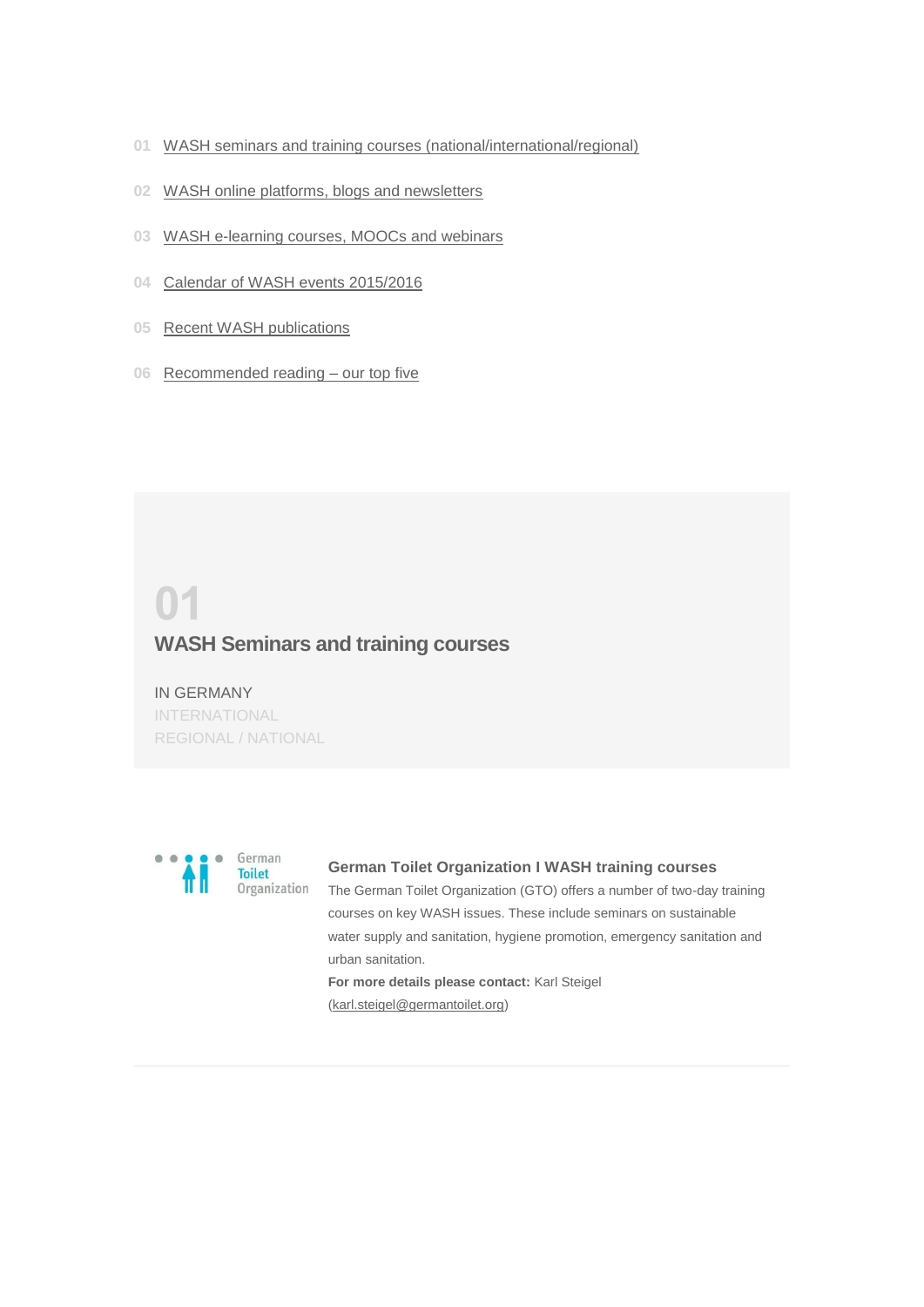01 WASH seminars and training courses (national/international/regional)

02 WASH online platforms, blogs and newsletters

03 WASH e-learning courses, MOOCs and webinars

04 Calendar of WASH events 2015/2016

05 Recent WASH publications

06 Recommended reading – our top five

# 01

## WASH Seminars and training courses

IN GERMANY

INTERNATIONAL

REGIONAL / NATIONAL

German Toilet Organization

### German Toilet Organization I WASH training courses

The German Toilet Organization (GTO) offers a number of two-day training courses on key WASH issues. These include seminars on sustainable water supply and sanitation, hygiene promotion, emergency sanitation and urban sanitation.

**For more details please contact:** Karl Steigel (karl.steigel@germantoilet.org)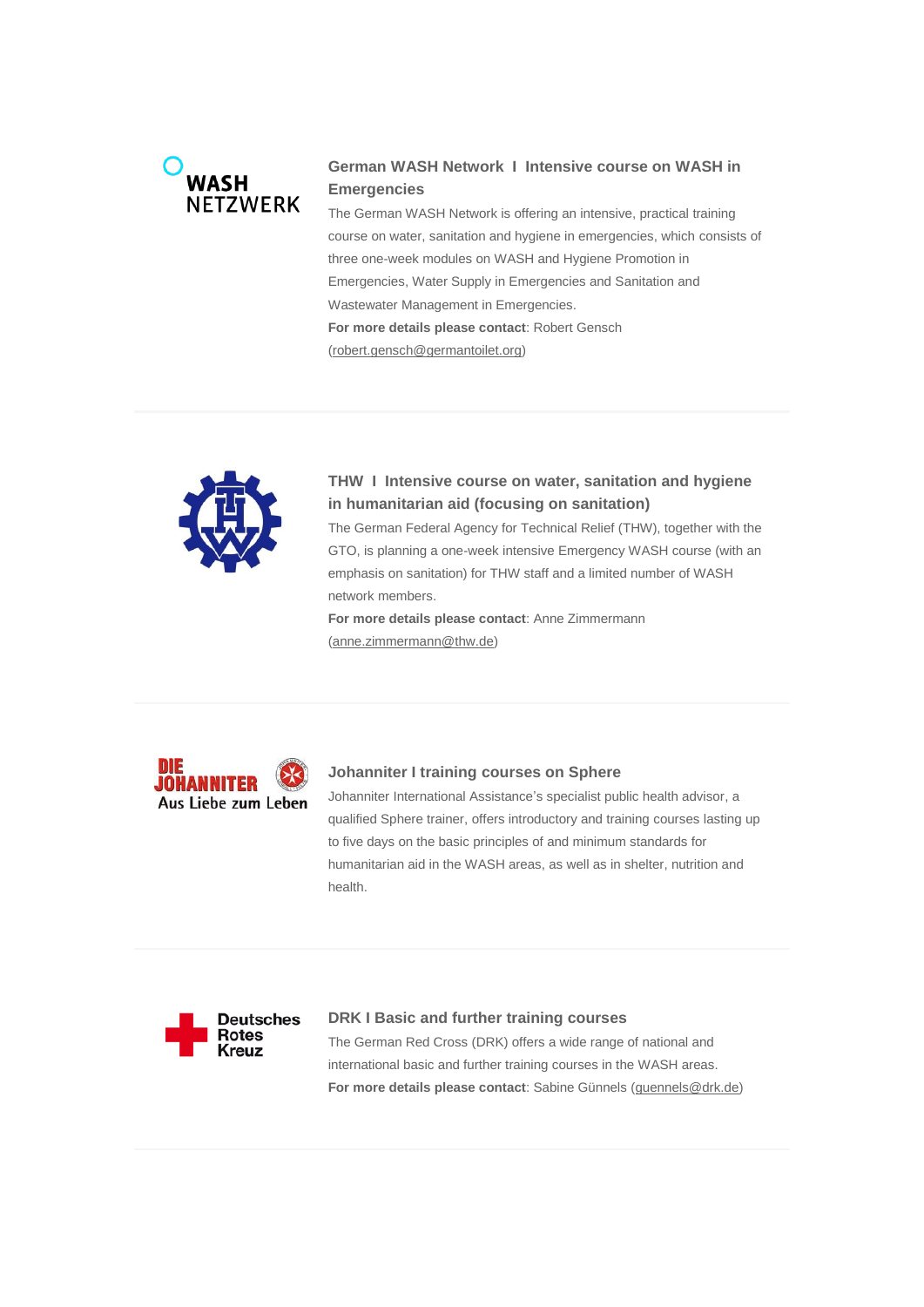### German WASH Network I Intensive course on WASH in Emergencies

The German WASH Network is offering an intensive, practical training course on water, sanitation and hygiene in emergencies, which consists of three one-week modules on WASH and Hygiene Promotion in Emergencies, Water Supply in Emergencies and Sanitation and Wastewater Management in Emergencies.

**For more details please contact**: Robert Gensch (robert.gensch@germantoilet.org)

---

### THW I Intensive course on water, sanitation and hygiene in humanitarian aid (focusing on sanitation)

The German Federal Agency for Technical Relief (THW), together with the GTO, is planning a one-week intensive Emergency WASH course (with an emphasis on sanitation) for THW staff and a limited number of WASH network members.

**For more details please contact**: Anne Zimmermann (anne.zimmermann@thw.de)

---

### Johanniter I training courses on Sphere

Johanniter International Assistance's specialist public health advisor, a qualified Sphere trainer, offers introductory and training courses lasting up to five days on the basic principles of and minimum standards for humanitarian aid in the WASH areas, as well as in shelter, nutrition and health.

---

### DRK I Basic and further training courses

The German Red Cross (DRK) offers a wide range of national and international basic and further training courses in the WASH areas.

**For more details please contact**: Sabine Günnels (guennels@drk.de)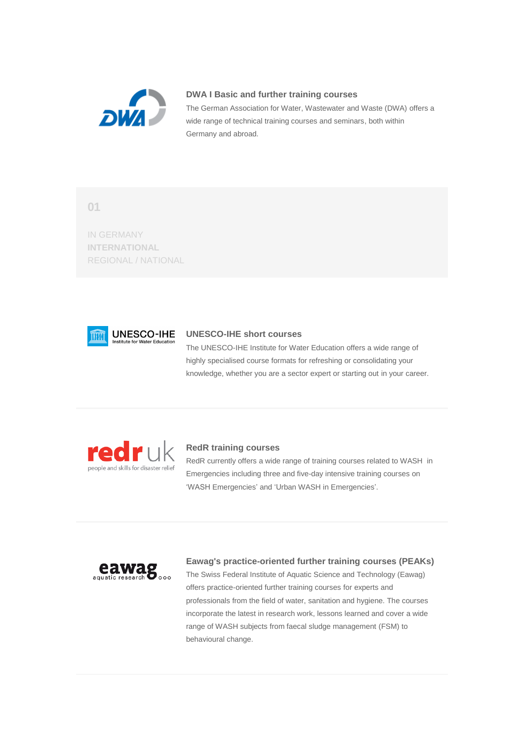### DWA I Basic and further training courses

The German Association for Water, Wastewater and Waste (DWA) offers a wide range of technical training courses and seminars, both within Germany and abroad.

01

IN GERMANY
**INTERNATIONAL**
REGIONAL / NATIONAL

### UNESCO-IHE short courses

The UNESCO-IHE Institute for Water Education offers a wide range of highly specialised course formats for refreshing or consolidating your knowledge, whether you are a sector expert or starting out in your career.

### RedR training courses

RedR currently offers a wide range of training courses related to WASH in Emergencies including three and five-day intensive training courses on 'WASH Emergencies' and 'Urban WASH in Emergencies'.

### Eawag's practice-oriented further training courses (PEAKs)

The Swiss Federal Institute of Aquatic Science and Technology (Eawag) offers practice-oriented further training courses for experts and professionals from the field of water, sanitation and hygiene. The courses incorporate the latest in research work, lessons learned and cover a wide range of WASH subjects from faecal sludge management (FSM) to behavioural change.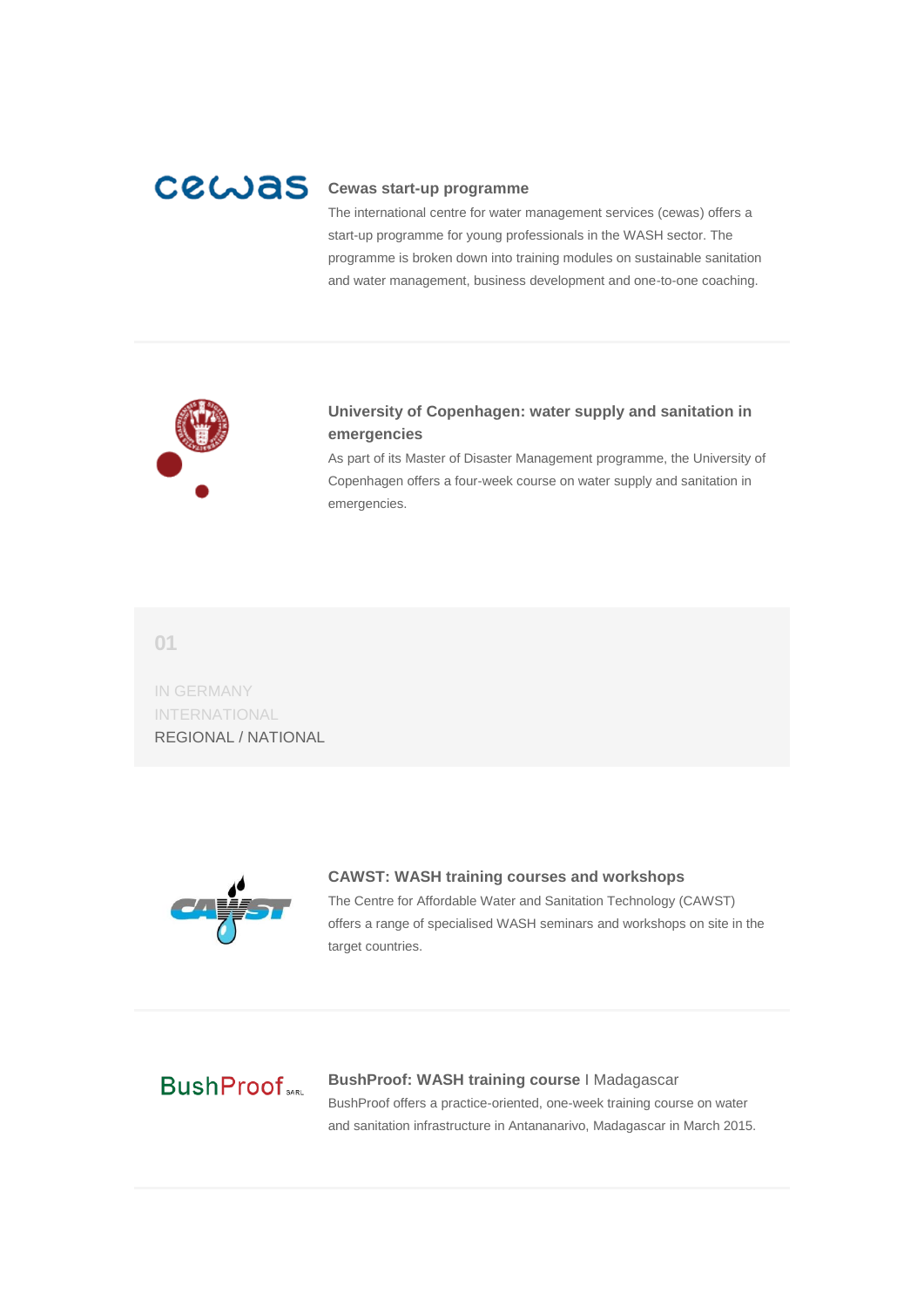### Cewas start-up programme

The international centre for water management services (cewas) offers a start-up programme for young professionals in the WASH sector. The programme is broken down into training modules on sustainable sanitation and water management, business development and one-to-one coaching.

---

### University of Copenhagen: water supply and sanitation in emergencies

As part of its Master of Disaster Management programme, the University of Copenhagen offers a four-week course on water supply and sanitation in emergencies.

**01**

IN GERMANY
INTERNATIONAL
REGIONAL / NATIONAL

### CAWST: WASH training courses and workshops

The Centre for Affordable Water and Sanitation Technology (CAWST) offers a range of specialised WASH seminars and workshops on site in the target countries.

---

### BushProof: WASH training course I Madagascar

BushProof offers a practice-oriented, one-week training course on water and sanitation infrastructure in Antananarivo, Madagascar in March 2015.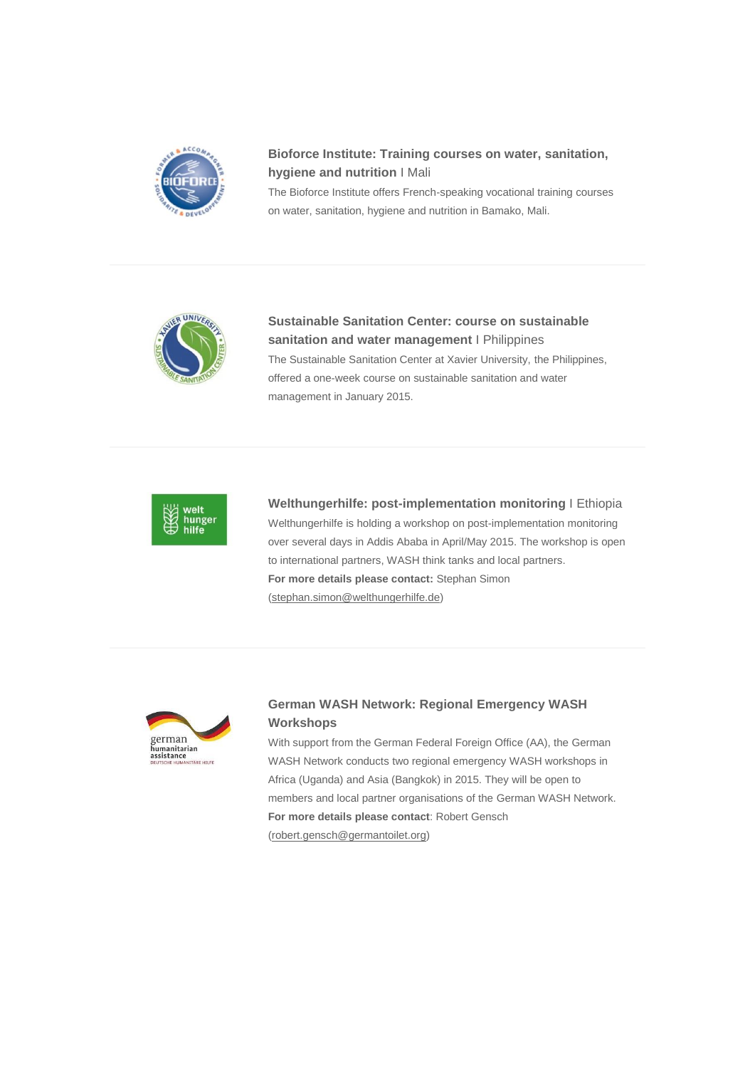**Bioforce Institute: Training courses on water, sanitation, hygiene and nutrition** I Mali

The Bioforce Institute offers French-speaking vocational training courses on water, sanitation, hygiene and nutrition in Bamako, Mali.

---

**Sustainable Sanitation Center: course on sustainable sanitation and water management** I Philippines

The Sustainable Sanitation Center at Xavier University, the Philippines, offered a one-week course on sustainable sanitation and water management in January 2015.

---

**Welthungerhilfe: post-implementation monitoring** I Ethiopia

Welthungerhilfe is holding a workshop on post-implementation monitoring over several days in Addis Ababa in April/May 2015. The workshop is open to international partners, WASH think tanks and local partners.

**For more details please contact:** Stephan Simon (stephan.simon@welthungerhilfe.de)

---

**German WASH Network: Regional Emergency WASH Workshops**

With support from the German Federal Foreign Office (AA), the German WASH Network conducts two regional emergency WASH workshops in Africa (Uganda) and Asia (Bangkok) in 2015. They will be open to members and local partner organisations of the German WASH Network.

**For more details please contact**: Robert Gensch (robert.gensch@germantoilet.org)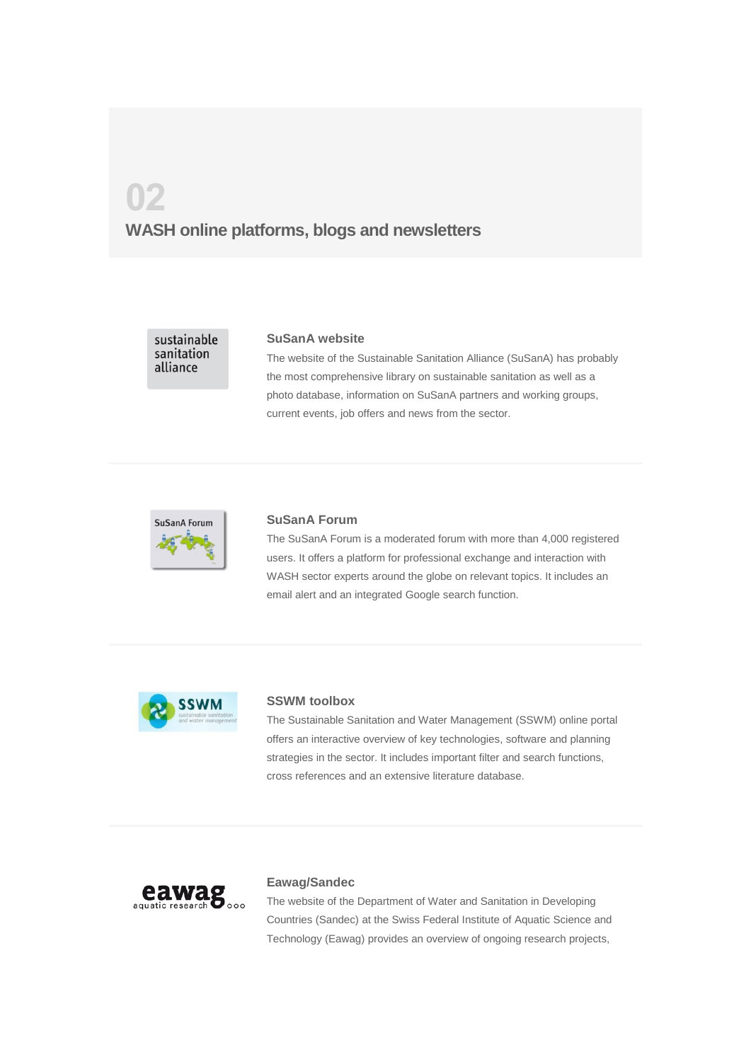# 02

## WASH online platforms, blogs and newsletters

### SuSanA website

The website of the Sustainable Sanitation Alliance (SuSanA) has probably the most comprehensive library on sustainable sanitation as well as a photo database, information on SuSanA partners and working groups, current events, job offers and news from the sector.

### SuSanA Forum

The SuSanA Forum is a moderated forum with more than 4,000 registered users. It offers a platform for professional exchange and interaction with WASH sector experts around the globe on relevant topics. It includes an email alert and an integrated Google search function.

### SSWM toolbox

The Sustainable Sanitation and Water Management (SSWM) online portal offers an interactive overview of key technologies, software and planning strategies in the sector. It includes important filter and search functions, cross references and an extensive literature database.

### Eawag/Sandec

The website of the Department of Water and Sanitation in Developing Countries (Sandec) at the Swiss Federal Institute of Aquatic Science and Technology (Eawag) provides an overview of ongoing research projects,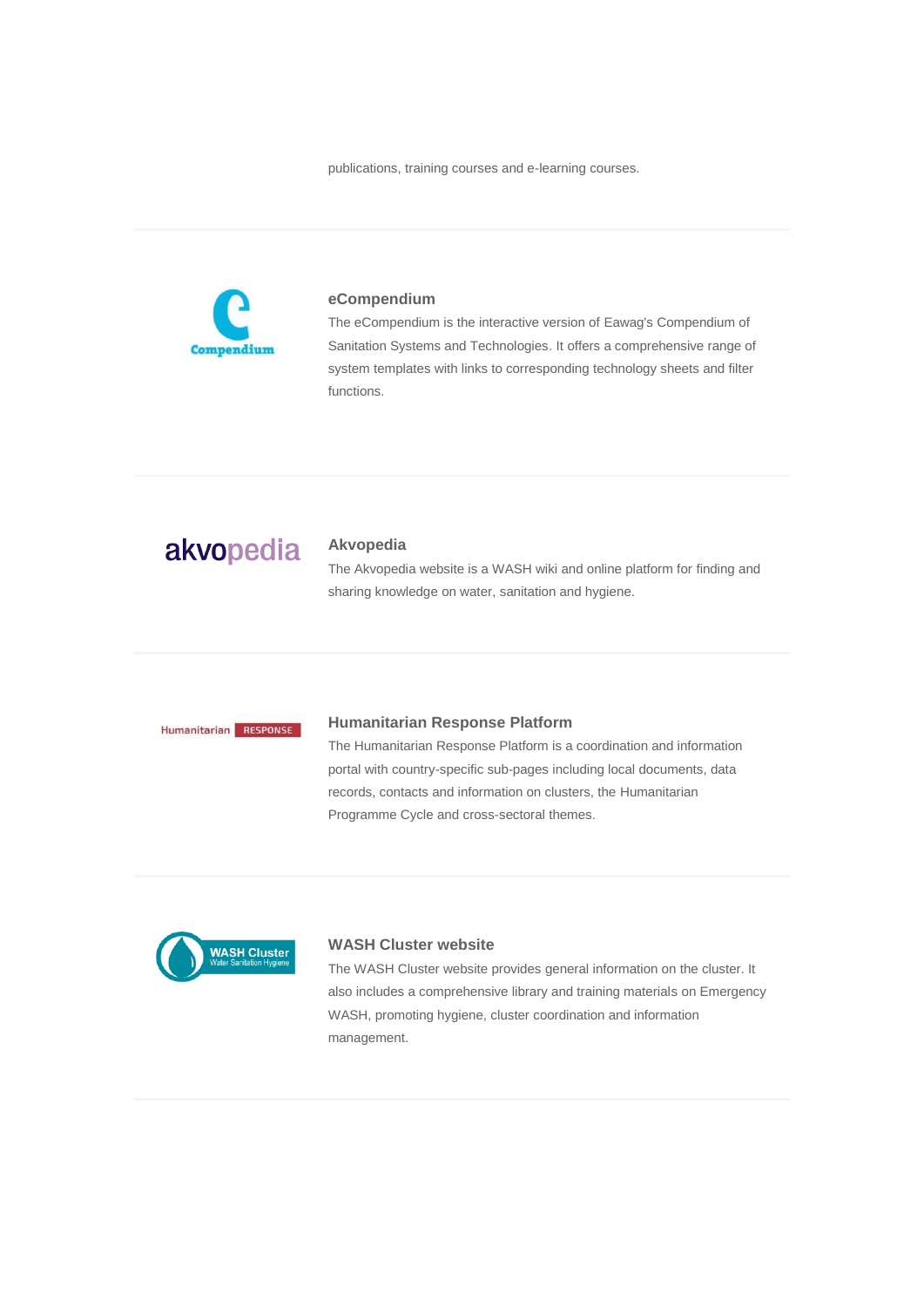publications, training courses and e-learning courses.

---

### eCompendium

The eCompendium is the interactive version of Eawag's Compendium of Sanitation Systems and Technologies. It offers a comprehensive range of system templates with links to corresponding technology sheets and filter functions.

---

### Akvopedia

The Akvopedia website is a WASH wiki and online platform for finding and sharing knowledge on water, sanitation and hygiene.

---

### Humanitarian Response Platform

The Humanitarian Response Platform is a coordination and information portal with country-specific sub-pages including local documents, data records, contacts and information on clusters, the Humanitarian Programme Cycle and cross-sectoral themes.

---

### WASH Cluster website

The WASH Cluster website provides general information on the cluster. It also includes a comprehensive library and training materials on Emergency WASH, promoting hygiene, cluster coordination and information management.

---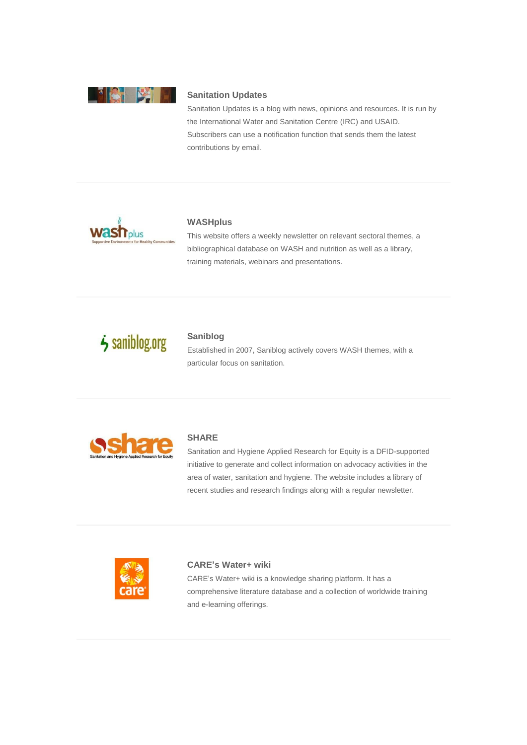### Sanitation Updates

Sanitation Updates is a blog with news, opinions and resources. It is run by the International Water and Sanitation Centre (IRC) and USAID. Subscribers can use a notification function that sends them the latest contributions by email.

---

### WASHplus

This website offers a weekly newsletter on relevant sectoral themes, a bibliographical database on WASH and nutrition as well as a library, training materials, webinars and presentations.

---

### Saniblog

Established in 2007, Saniblog actively covers WASH themes, with a particular focus on sanitation.

---

### SHARE

Sanitation and Hygiene Applied Research for Equity is a DFID-supported initiative to generate and collect information on advocacy activities in the area of water, sanitation and hygiene. The website includes a library of recent studies and research findings along with a regular newsletter.

---

### CARE's Water+ wiki

CARE's Water+ wiki is a knowledge sharing platform. It has a comprehensive literature database and a collection of worldwide training and e-learning offerings.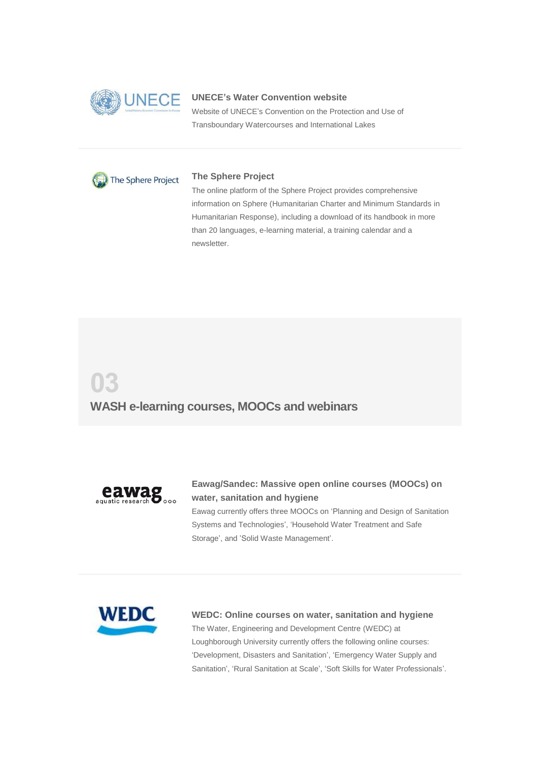### UNECE's Water Convention website

Website of UNECE's Convention on the Protection and Use of Transboundary Watercourses and International Lakes

### The Sphere Project

The online platform of the Sphere Project provides comprehensive information on Sphere (Humanitarian Charter and Minimum Standards in Humanitarian Response), including a download of its handbook in more than 20 languages, e-learning material, a training calendar and a newsletter.

## 03

## WASH e-learning courses, MOOCs and webinars

### Eawag/Sandec: Massive open online courses (MOOCs) on water, sanitation and hygiene

Eawag currently offers three MOOCs on 'Planning and Design of Sanitation Systems and Technologies', 'Household Water Treatment and Safe Storage', and 'Solid Waste Management'.

### WEDC: Online courses on water, sanitation and hygiene

The Water, Engineering and Development Centre (WEDC) at Loughborough University currently offers the following online courses: 'Development, Disasters and Sanitation', 'Emergency Water Supply and Sanitation', 'Rural Sanitation at Scale', 'Soft Skills for Water Professionals'.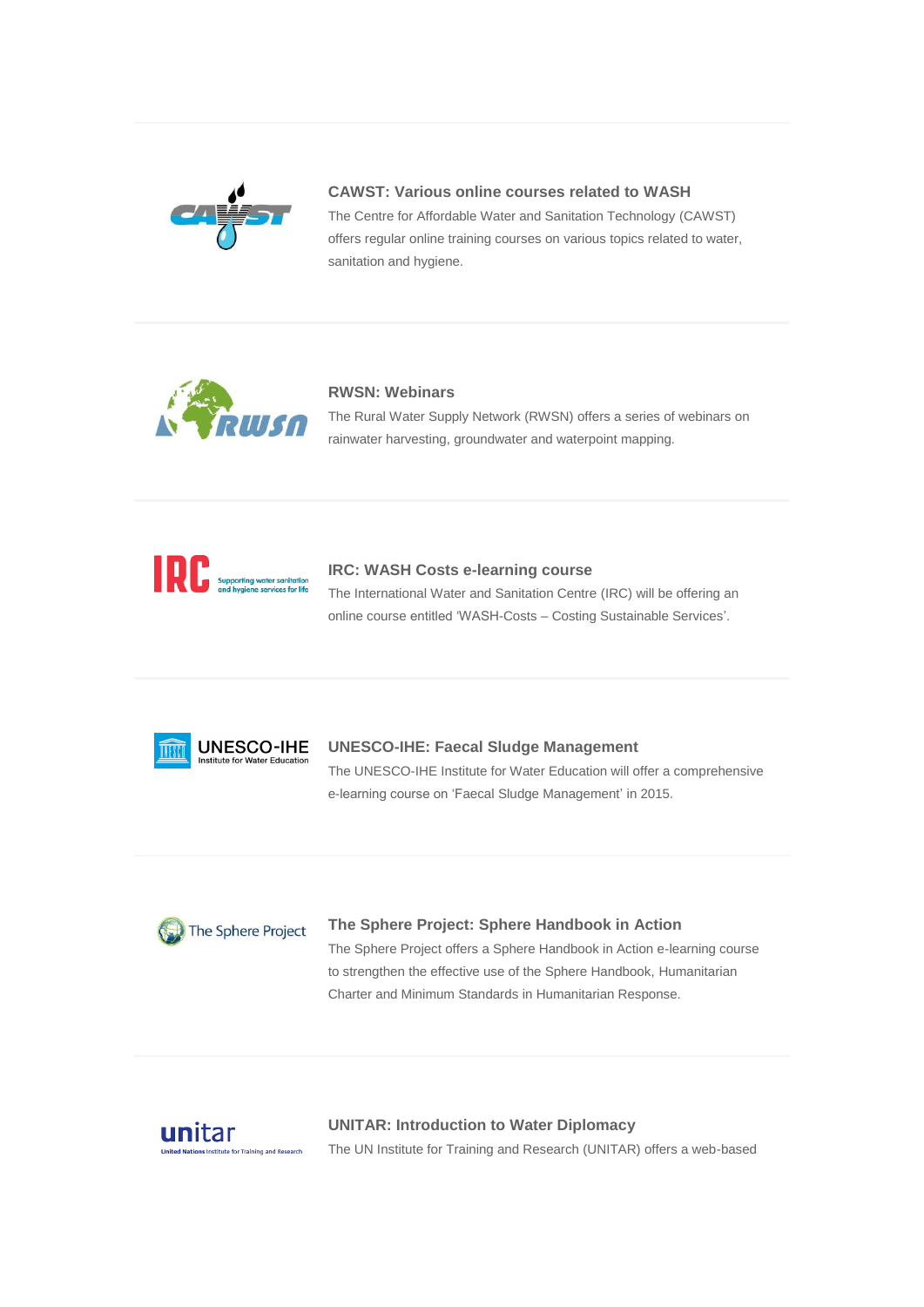### CAWST: Various online courses related to WASH

The Centre for Affordable Water and Sanitation Technology (CAWST) offers regular online training courses on various topics related to water, sanitation and hygiene.

### RWSN: Webinars

The Rural Water Supply Network (RWSN) offers a series of webinars on rainwater harvesting, groundwater and waterpoint mapping.

### IRC: WASH Costs e-learning course

The International Water and Sanitation Centre (IRC) will be offering an online course entitled 'WASH-Costs – Costing Sustainable Services'.

### UNESCO-IHE: Faecal Sludge Management

The UNESCO-IHE Institute for Water Education will offer a comprehensive e-learning course on 'Faecal Sludge Management' in 2015.

### The Sphere Project: Sphere Handbook in Action

The Sphere Project offers a Sphere Handbook in Action e-learning course to strengthen the effective use of the Sphere Handbook, Humanitarian Charter and Minimum Standards in Humanitarian Response.

### UNITAR: Introduction to Water Diplomacy

The UN Institute for Training and Research (UNITAR) offers a web-based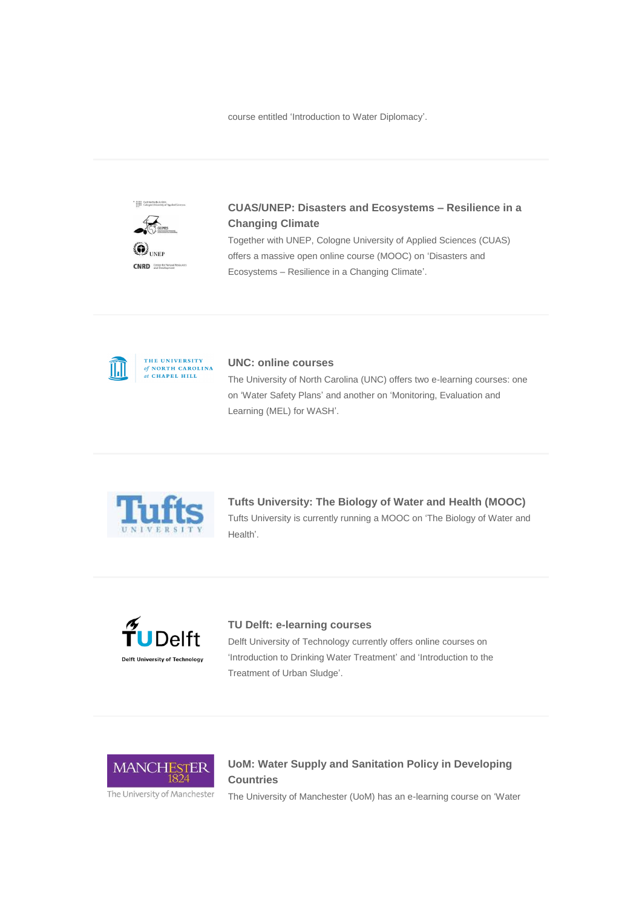course entitled ‘Introduction to Water Diplomacy’.

---

### CUAS/UNEP: Disasters and Ecosystems – Resilience in a Changing Climate

Together with UNEP, Cologne University of Applied Sciences (CUAS) offers a massive open online course (MOOC) on ‘Disasters and Ecosystems – Resilience in a Changing Climate’.

---

### UNC: online courses

The University of North Carolina (UNC) offers two e-learning courses: one on ‘Water Safety Plans’ and another on ‘Monitoring, Evaluation and Learning (MEL) for WASH’.

---

### Tufts University: The Biology of Water and Health (MOOC)

Tufts University is currently running a MOOC on ‘The Biology of Water and Health’.

---

### TU Delft: e-learning courses

Delft University of Technology currently offers online courses on ‘Introduction to Drinking Water Treatment’ and ‘Introduction to the Treatment of Urban Sludge’.

---

### UoM: Water Supply and Sanitation Policy in Developing Countries

The University of Manchester (UoM) has an e-learning course on ‘Water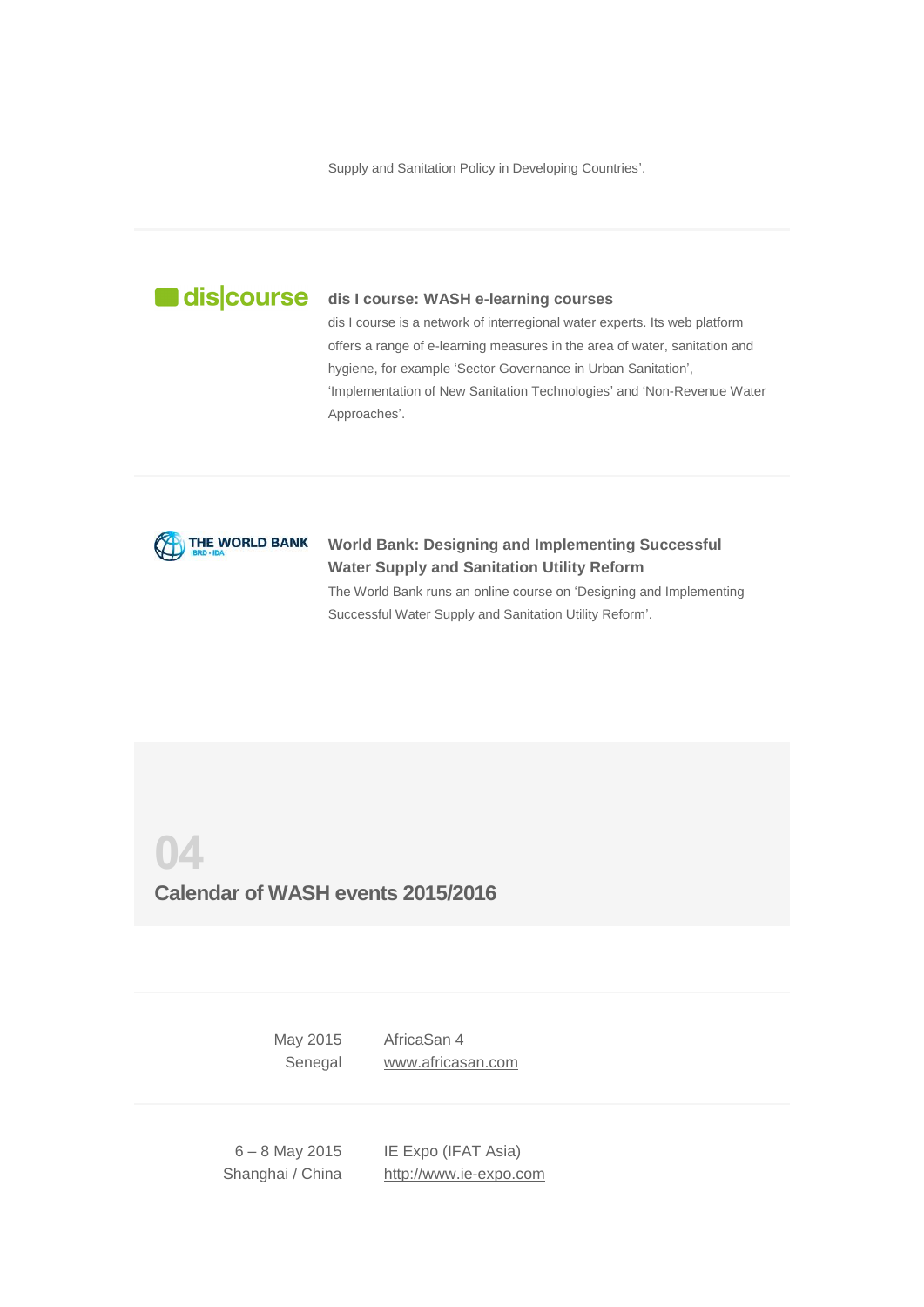Supply and Sanitation Policy in Developing Countries'.

### dis I course: WASH e-learning courses

dis I course is a network of interregional water experts. Its web platform offers a range of e-learning measures in the area of water, sanitation and hygiene, for example 'Sector Governance in Urban Sanitation', 'Implementation of New Sanitation Technologies' and 'Non-Revenue Water Approaches'.

### World Bank: Designing and Implementing Successful Water Supply and Sanitation Utility Reform

The World Bank runs an online course on 'Designing and Implementing Successful Water Supply and Sanitation Utility Reform'.

# 04

## Calendar of WASH events 2015/2016

| | |
|---|---|
| May 2015<br>Senegal | AfricaSan 4<br>www.africasan.com |
| 6 – 8 May 2015<br>Shanghai / China | IE Expo (IFAT Asia)<br>http://www.ie-expo.com |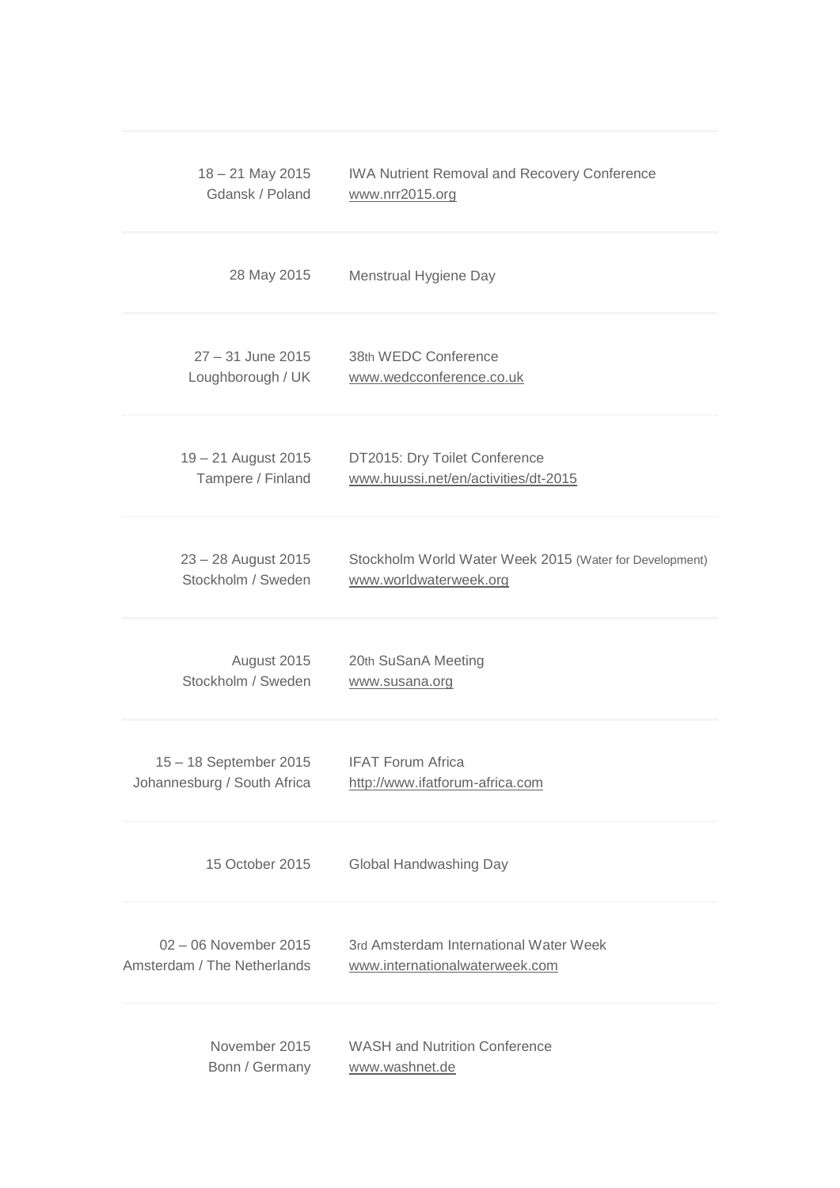| | |
|---|---|
| 18 – 21 May 2015<br>Gdansk / Poland | IWA Nutrient Removal and Recovery Conference<br>www.nrr2015.org |
| 28 May 2015 | Menstrual Hygiene Day |
| 27 – 31 June 2015<br>Loughborough / UK | 38th WEDC Conference<br>www.wedcconference.co.uk |
| 19 – 21 August 2015<br>Tampere / Finland | DT2015: Dry Toilet Conference<br>www.huussi.net/en/activities/dt-2015 |
| 23 – 28 August 2015<br>Stockholm / Sweden | Stockholm World Water Week 2015 (Water for Development)<br>www.worldwaterweek.org |
| August 2015<br>Stockholm / Sweden | 20th SuSanA Meeting<br>www.susana.org |
| 15 – 18 September 2015<br>Johannesburg / South Africa | IFAT Forum Africa<br>http://www.ifatforum-africa.com |
| 15 October 2015 | Global Handwashing Day |
| 02 – 06 November 2015<br>Amsterdam / The Netherlands | 3rd Amsterdam International Water Week<br>www.internationalwaterweek.com |
| November 2015<br>Bonn / Germany | WASH and Nutrition Conference<br>www.washnet.de |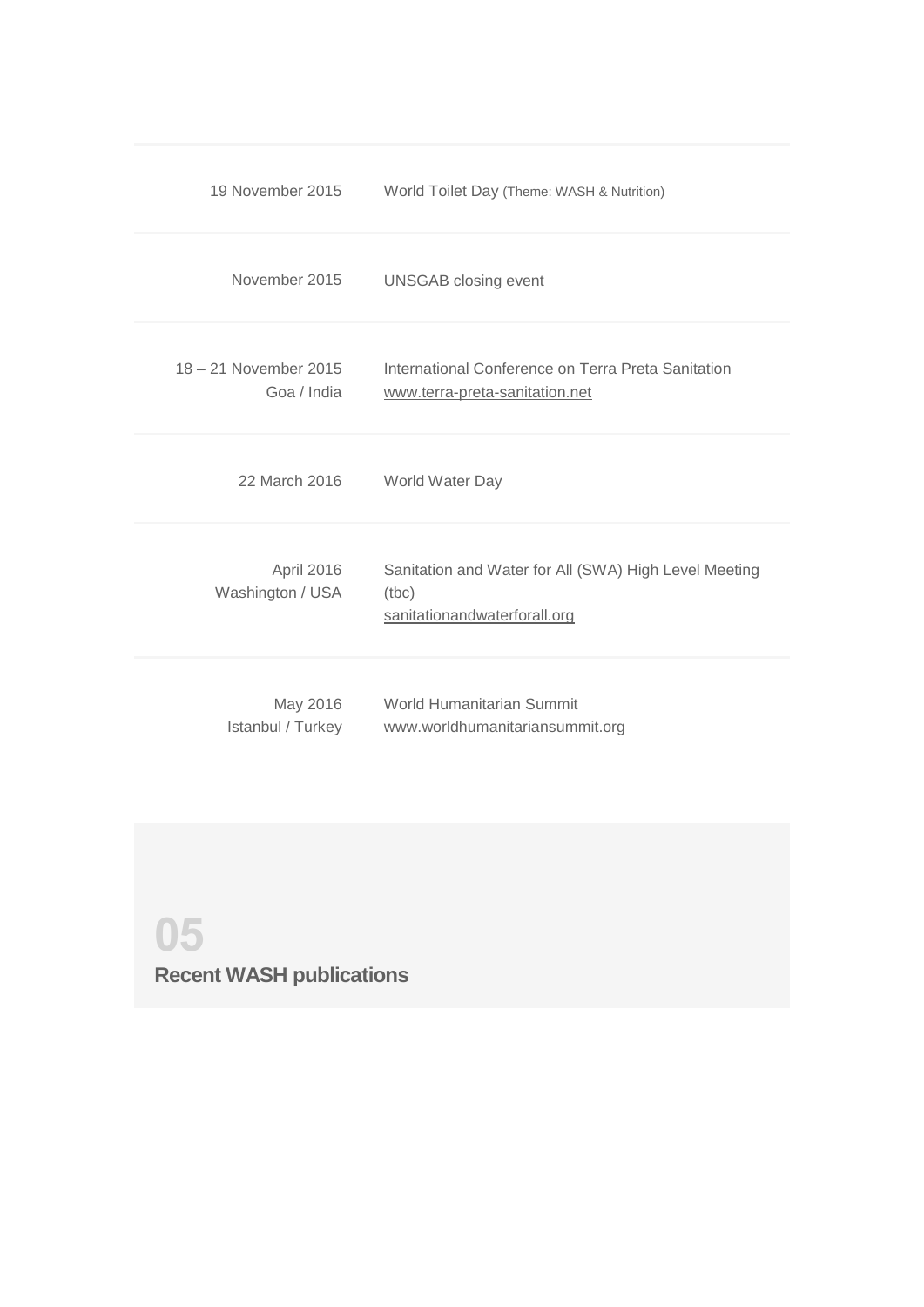| | |
|---|---|
| 19 November 2015 | World Toilet Day (Theme: WASH & Nutrition) |
| November 2015 | UNSGAB closing event |
| 18 – 21 November 2015<br>Goa / India | International Conference on Terra Preta Sanitation<br>www.terra-preta-sanitation.net |
| 22 March 2016 | World Water Day |
| April 2016<br>Washington / USA | Sanitation and Water for All (SWA) High Level Meeting (tbc)<br>sanitationandwaterforall.org |
| May 2016<br>Istanbul / Turkey | World Humanitarian Summit<br>www.worldhumanitariansummit.org |

## 05
## Recent WASH publications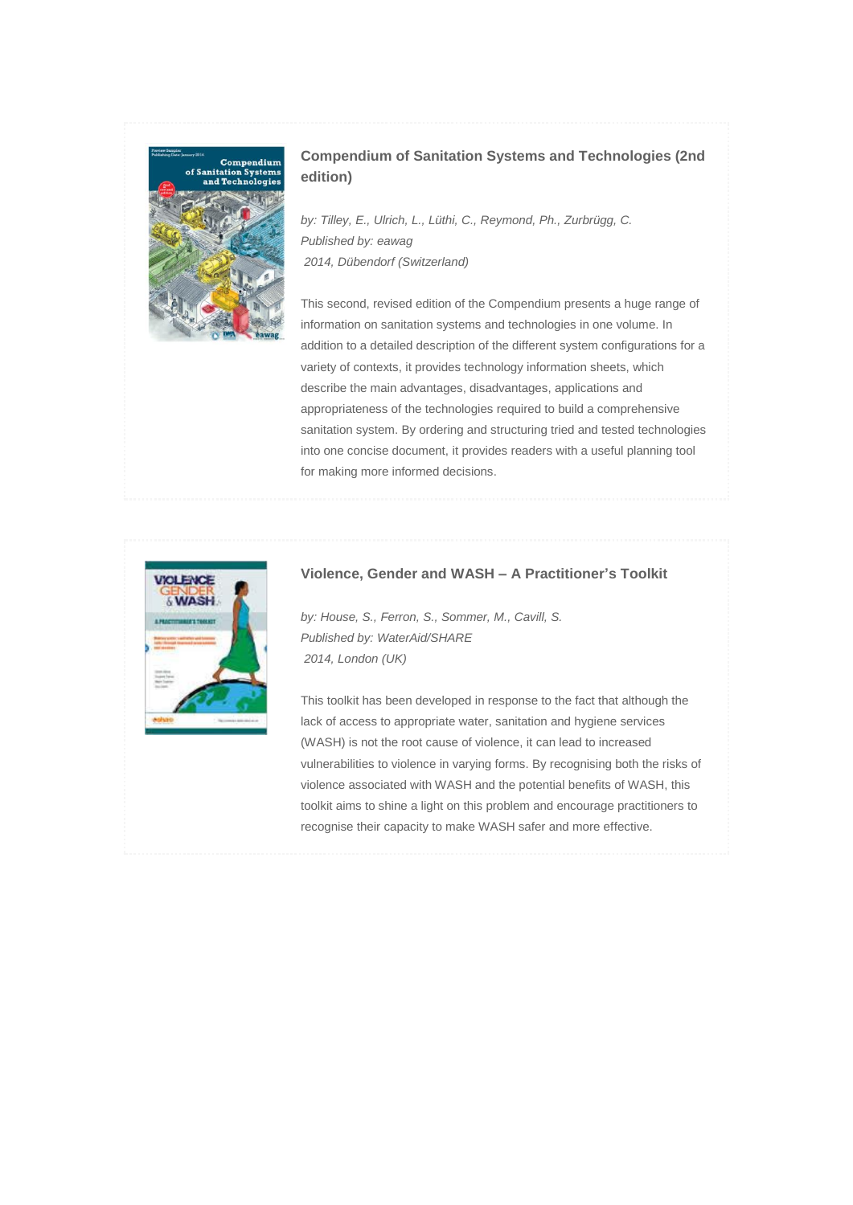### Compendium of Sanitation Systems and Technologies (2nd edition)

*by: Tilley, E., Ulrich, L., Lüthi, C., Reymond, Ph., Zurbrügg, C.*
*Published by: eawag*
*2014, Dübendorf (Switzerland)*

This second, revised edition of the Compendium presents a huge range of information on sanitation systems and technologies in one volume. In addition to a detailed description of the different system configurations for a variety of contexts, it provides technology information sheets, which describe the main advantages, disadvantages, applications and appropriateness of the technologies required to build a comprehensive sanitation system. By ordering and structuring tried and tested technologies into one concise document, it provides readers with a useful planning tool for making more informed decisions.

### Violence, Gender and WASH – A Practitioner's Toolkit

*by: House, S., Ferron, S., Sommer, M., Cavill, S.*
*Published by: WaterAid/SHARE*
*2014, London (UK)*

This toolkit has been developed in response to the fact that although the lack of access to appropriate water, sanitation and hygiene services (WASH) is not the root cause of violence, it can lead to increased vulnerabilities to violence in varying forms. By recognising both the risks of violence associated with WASH and the potential benefits of WASH, this toolkit aims to shine a light on this problem and encourage practitioners to recognise their capacity to make WASH safer and more effective.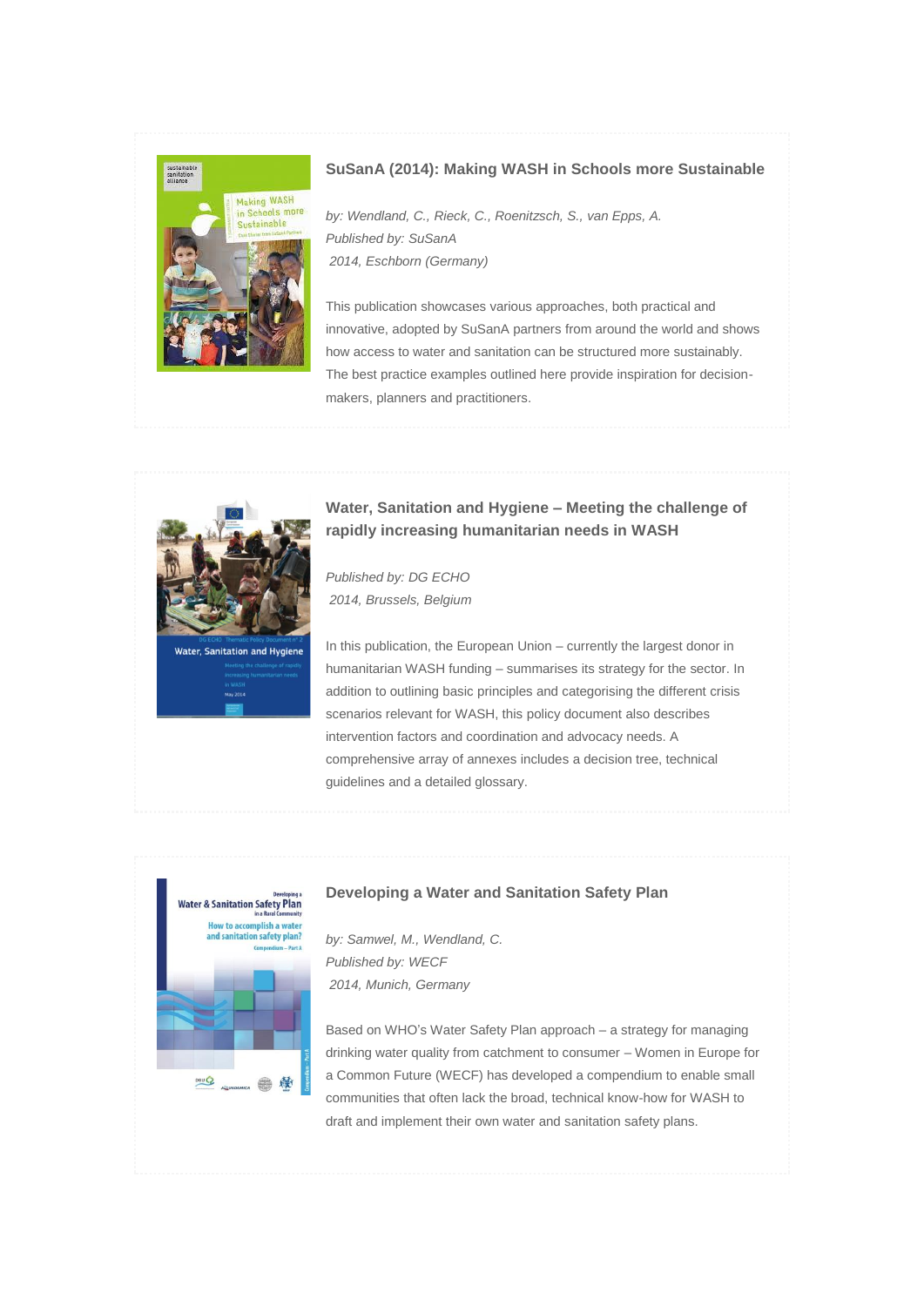### SuSanA (2014): Making WASH in Schools more Sustainable

*by: Wendland, C., Rieck, C., Roenitzsch, S., van Epps, A.*
*Published by: SuSanA*
*2014, Eschborn (Germany)*

This publication showcases various approaches, both practical and innovative, adopted by SuSanA partners from around the world and shows how access to water and sanitation can be structured more sustainably. The best practice examples outlined here provide inspiration for decision-makers, planners and practitioners.

### Water, Sanitation and Hygiene – Meeting the challenge of rapidly increasing humanitarian needs in WASH

*Published by: DG ECHO*
*2014, Brussels, Belgium*

In this publication, the European Union – currently the largest donor in humanitarian WASH funding – summarises its strategy for the sector. In addition to outlining basic principles and categorising the different crisis scenarios relevant for WASH, this policy document also describes intervention factors and coordination and advocacy needs. A comprehensive array of annexes includes a decision tree, technical guidelines and a detailed glossary.

### Developing a Water and Sanitation Safety Plan

*by: Samwel, M., Wendland, C.*
*Published by: WECF*
*2014, Munich, Germany*

Based on WHO's Water Safety Plan approach – a strategy for managing drinking water quality from catchment to consumer – Women in Europe for a Common Future (WECF) has developed a compendium to enable small communities that often lack the broad, technical know-how for WASH to draft and implement their own water and sanitation safety plans.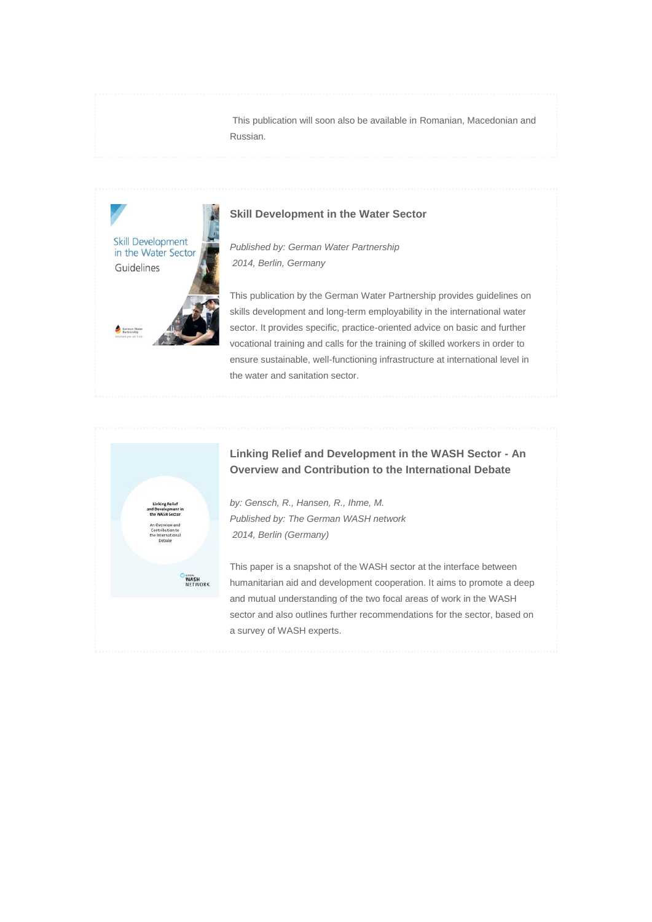This publication will soon also be available in Romanian, Macedonian and Russian.

### Skill Development in the Water Sector

*Published by: German Water Partnership*
*2014, Berlin, Germany*

This publication by the German Water Partnership provides guidelines on skills development and long-term employability in the international water sector. It provides specific, practice-oriented advice on basic and further vocational training and calls for the training of skilled workers in order to ensure sustainable, well-functioning infrastructure at international level in the water and sanitation sector.

### Linking Relief and Development in the WASH Sector - An Overview and Contribution to the International Debate

*by: Gensch, R., Hansen, R., Ihme, M.*
*Published by: The German WASH network*
*2014, Berlin (Germany)*

This paper is a snapshot of the WASH sector at the interface between humanitarian aid and development cooperation. It aims to promote a deep and mutual understanding of the two focal areas of work in the WASH sector and also outlines further recommendations for the sector, based on a survey of WASH experts.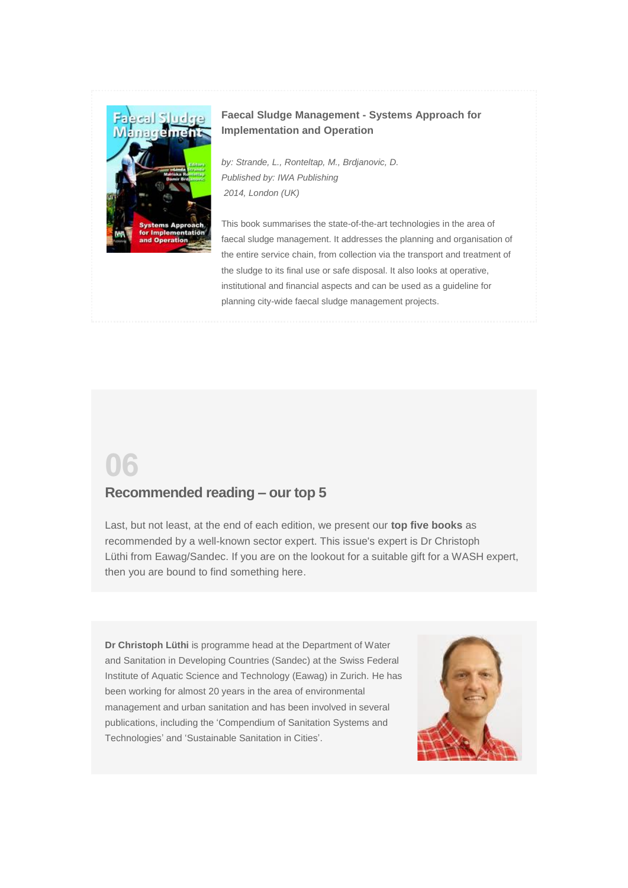**Faecal Sludge Management - Systems Approach for Implementation and Operation**

*by: Strande, L., Ronteltap, M., Brdjanovic, D.*
*Published by: IWA Publishing*
*2014, London (UK)*

This book summarises the state-of-the-art technologies in the area of faecal sludge management. It addresses the planning and organisation of the entire service chain, from collection via the transport and treatment of the sludge to its final use or safe disposal. It also looks at operative, institutional and financial aspects and can be used as a guideline for planning city-wide faecal sludge management projects.

# 06

## Recommended reading – our top 5

Last, but not least, at the end of each edition, we present our **top five books** as recommended by a well-known sector expert. This issue's expert is Dr Christoph Lüthi from Eawag/Sandec. If you are on the lookout for a suitable gift for a WASH expert, then you are bound to find something here.

**Dr Christoph Lüthi** is programme head at the Department of Water and Sanitation in Developing Countries (Sandec) at the Swiss Federal Institute of Aquatic Science and Technology (Eawag) in Zurich. He has been working for almost 20 years in the area of environmental management and urban sanitation and has been involved in several publications, including the 'Compendium of Sanitation Systems and Technologies' and 'Sustainable Sanitation in Cities'.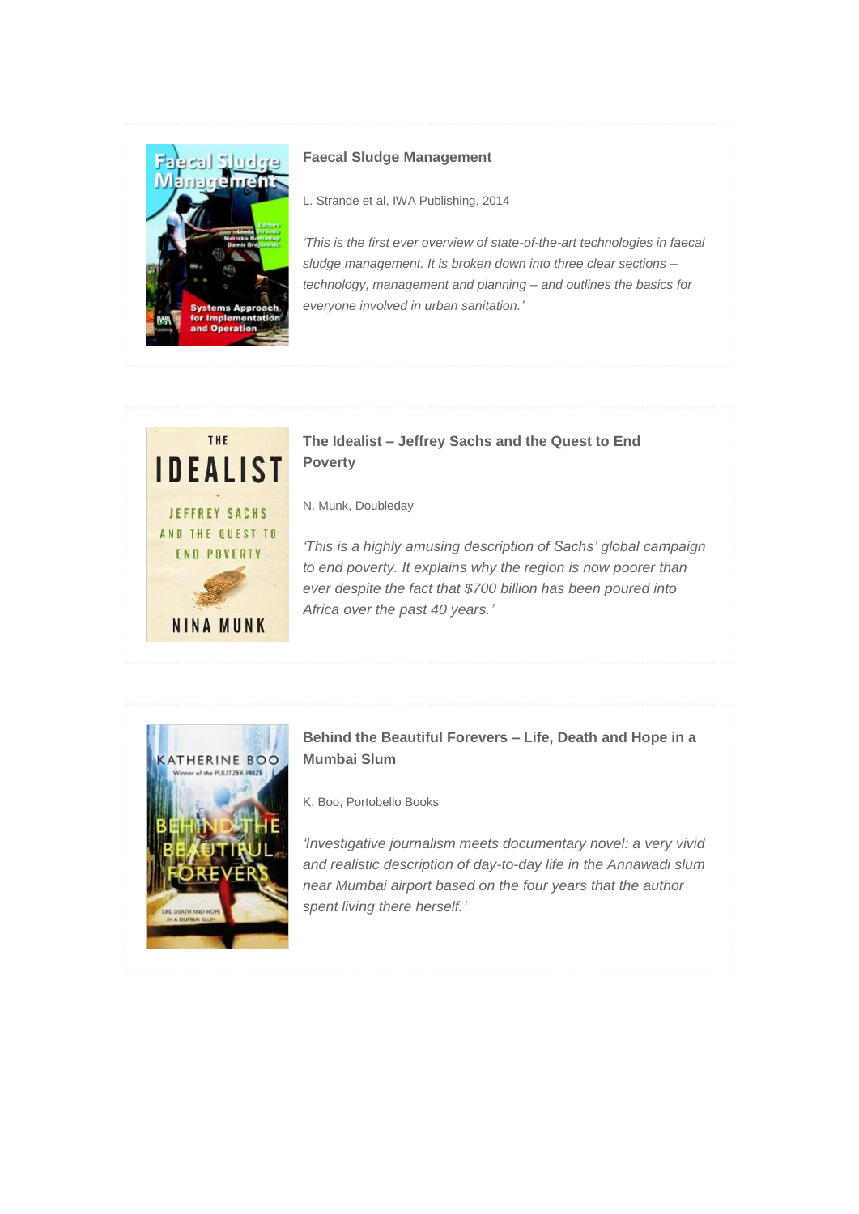**Faecal Sludge Management**

L. Strande et al, IWA Publishing, 2014

*'This is the first ever overview of state-of-the-art technologies in faecal sludge management. It is broken down into three clear sections – technology, management and planning – and outlines the basics for everyone involved in urban sanitation.'*

**The Idealist – Jeffrey Sachs and the Quest to End Poverty**

N. Munk, Doubleday

*'This is a highly amusing description of Sachs' global campaign to end poverty. It explains why the region is now poorer than ever despite the fact that $700 billion has been poured into Africa over the past 40 years.'*

**Behind the Beautiful Forevers – Life, Death and Hope in a Mumbai Slum**

K. Boo, Portobello Books

*'Investigative journalism meets documentary novel: a very vivid and realistic description of day-to-day life in the Annawadi slum near Mumbai airport based on the four years that the author spent living there herself.'*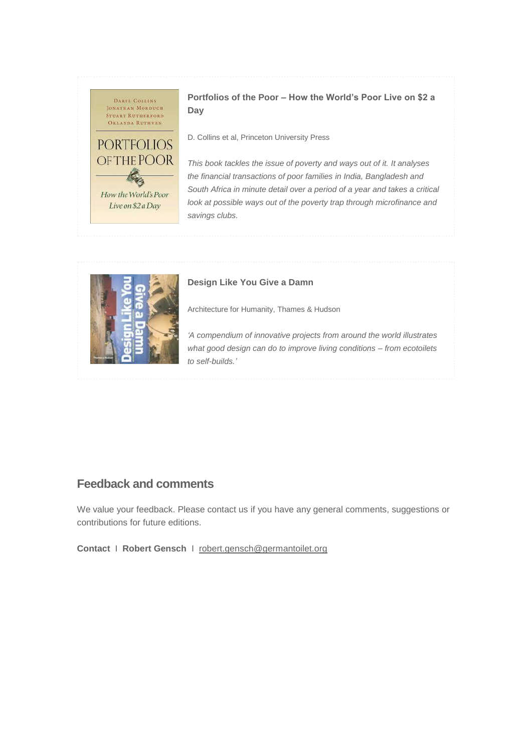**Portfolios of the Poor – How the World's Poor Live on $2 a Day**

D. Collins et al, Princeton University Press

*This book tackles the issue of poverty and ways out of it. It analyses the financial transactions of poor families in India, Bangladesh and South Africa in minute detail over a period of a year and takes a critical look at possible ways out of the poverty trap through microfinance and savings clubs.*

**Design Like You Give a Damn**

Architecture for Humanity, Thames & Hudson

*'A compendium of innovative projects from around the world illustrates what good design can do to improve living conditions – from ecotoilets to self-builds.'*

## Feedback and comments

We value your feedback. Please contact us if you have any general comments, suggestions or contributions for future editions.

**Contact** I **Robert Gensch** I robert.gensch@germantoilet.org